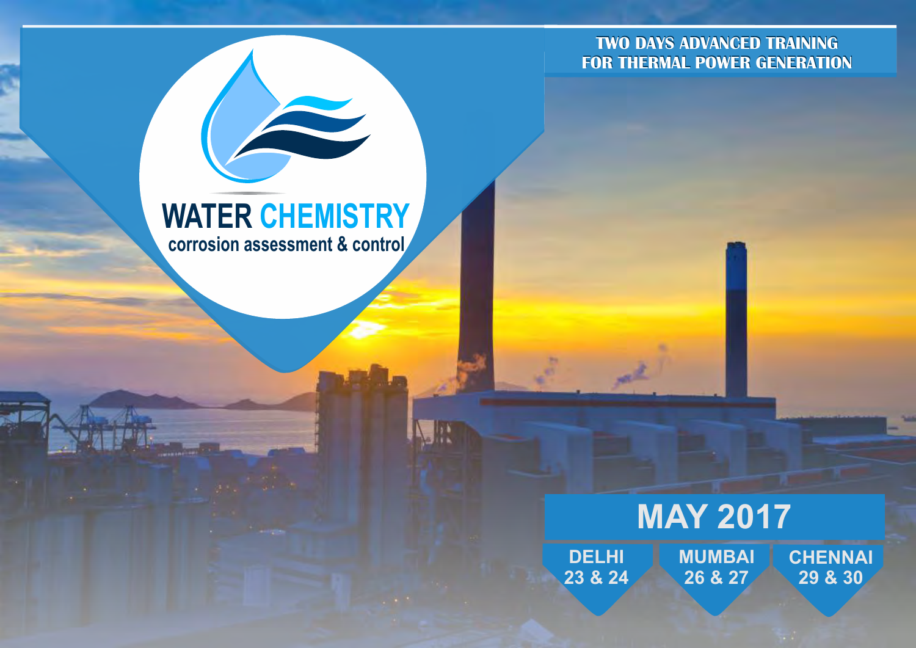# WATER CHEMISTRY

## corrosion assessment & control

**TWO DAYS ADVANCED TRAINING FOR THERMAL POWER GENERATION**

## MAY 2017

**DELHI**
23 & 24

**MUMBAI**
26 & 27

**CHENNAI**
29 & 30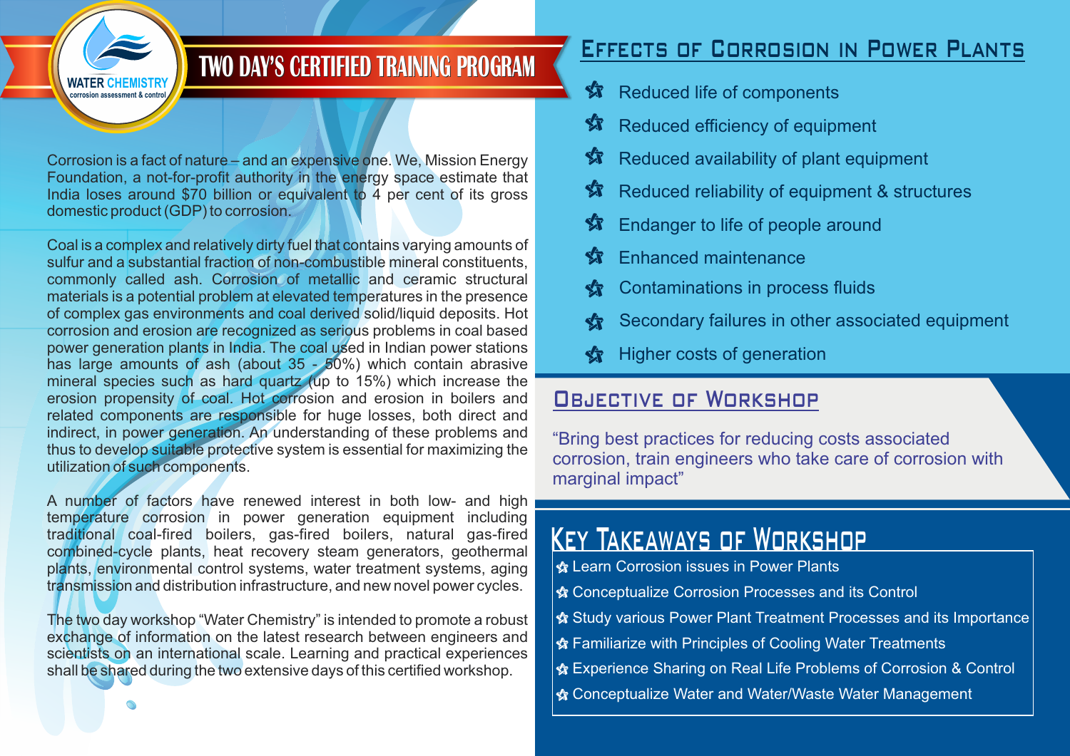WATER CHEMISTRY
corrosion assessment & control

# TWO DAY'S CERTIFIED TRAINING PROGRAM

Corrosion is a fact of nature – and an expensive one. We, Mission Energy Foundation, a not-for-profit authority in the energy space estimate that India loses around $70 billion or equivalent to 4 per cent of its gross domestic product (GDP) to corrosion.

Coal is a complex and relatively dirty fuel that contains varying amounts of sulfur and a substantial fraction of non-combustible mineral constituents, commonly called ash. Corrosion of metallic and ceramic structural materials is a potential problem at elevated temperatures in the presence of complex gas environments and coal derived solid/liquid deposits. Hot corrosion and erosion are recognized as serious problems in coal based power generation plants in India. The coal used in Indian power stations has large amounts of ash (about 35 - 50%) which contain abrasive mineral species such as hard quartz (up to 15%) which increase the erosion propensity of coal. Hot corrosion and erosion in boilers and related components are responsible for huge losses, both direct and indirect, in power generation. An understanding of these problems and thus to develop suitable protective system is essential for maximizing the utilization of such components.

A number of factors have renewed interest in both low- and high temperature corrosion in power generation equipment including traditional coal-fired boilers, gas-fired boilers, natural gas-fired combined-cycle plants, heat recovery steam generators, geothermal plants, environmental control systems, water treatment systems, aging transmission and distribution infrastructure, and new novel power cycles.

The two day workshop "Water Chemistry" is intended to promote a robust exchange of information on the latest research between engineers and scientists on an international scale. Learning and practical experiences shall be shared during the two extensive days of this certified workshop.

## Effects of Corrosion in Power Plants

- Reduced life of components
- Reduced efficiency of equipment
- Reduced availability of plant equipment
- Reduced reliability of equipment & structures
- Endanger to life of people around
- Enhanced maintenance
- Contaminations in process fluids
- Secondary failures in other associated equipment
- Higher costs of generation

## Objective of Workshop

"Bring best practices for reducing costs associated corrosion, train engineers who take care of corrosion with marginal impact"

## Key Takeaways of Workshop

- Learn Corrosion issues in Power Plants
- Conceptualize Corrosion Processes and its Control
- Study various Power Plant Treatment Processes and its Importance
- Familiarize with Principles of Cooling Water Treatments
- Experience Sharing on Real Life Problems of Corrosion & Control
- Conceptualize Water and Water/Waste Water Management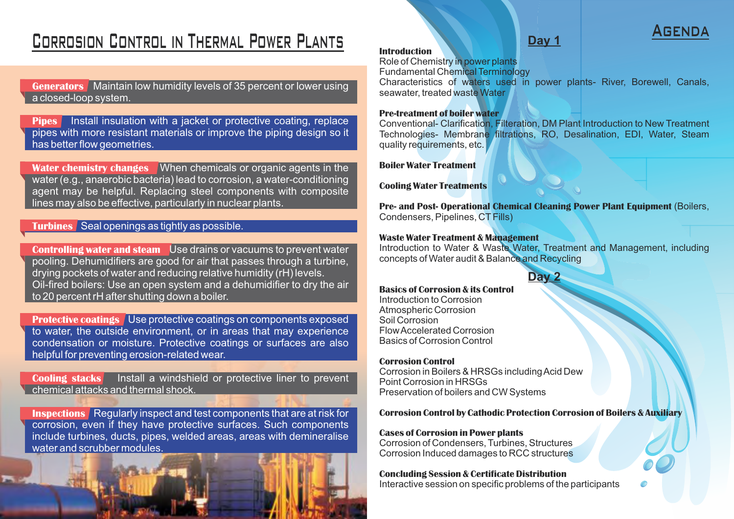# Corrosion Control in Thermal Power Plants

**Generators** Maintain low humidity levels of 35 percent or lower using a closed-loop system.

**Pipes** Install insulation with a jacket or protective coating, replace pipes with more resistant materials or improve the piping design so it has better flow geometries.

**Water chemistry changes** When chemicals or organic agents in the water (e.g., anaerobic bacteria) lead to corrosion, a water-conditioning agent may be helpful. Replacing steel components with composite lines may also be effective, particularly in nuclear plants.

**Turbines** Seal openings as tightly as possible.

**Controlling water and steam** Use drains or vacuums to prevent water pooling. Dehumidifiers are good for air that passes through a turbine, drying pockets of water and reducing relative humidity (rH) levels. Oil-fired boilers: Use an open system and a dehumidifier to dry the air to 20 percent rH after shutting down a boiler.

**Protective coatings** Use protective coatings on components exposed to water, the outside environment, or in areas that may experience condensation or moisture. Protective coatings or surfaces are also helpful for preventing erosion-related wear.

**Cooling stacks** Install a windshield or protective liner to prevent chemical attacks and thermal shock.

**Inspections** Regularly inspect and test components that are at risk for corrosion, even if they have protective surfaces. Such components include turbines, ducts, pipes, welded areas, areas with demineralise water and scrubber modules.

# Agenda

## Day 1

**Introduction**
Role of Chemistry in power plants
Fundamental Chemical Terminology
Characteristics of waters used in power plants- River, Borewell, Canals, seawater, treated waste Water

**Pre-treatment of boiler water**
Conventional- Clarification, Filteration, DM Plant Introduction to New Treatment Technologies- Membrane filtrations, RO, Desalination, EDI, Water, Steam quality requirements, etc.

**Boiler Water Treatment**

**Cooling Water Treatments**

**Pre- and Post- Operational Chemical Cleaning Power Plant Equipment** (Boilers, Condensers, Pipelines, CT Fills)

**Waste Water Treatment & Management**
Introduction to Water & Waste Water, Treatment and Management, including concepts of Water audit & Balance and Recycling

## Day 2

**Basics of Corrosion & its Control**
Introduction to Corrosion
Atmospheric Corrosion
Soil Corrosion
Flow Accelerated Corrosion
Basics of Corrosion Control

**Corrosion Control**
Corrosion in Boilers & HRSGs including Acid Dew Point Corrosion in HRSGs
Preservation of boilers and CW Systems

**Corrosion Control by Cathodic Protection Corrosion of Boilers & Auxiliary**

**Cases of Corrosion in Power plants**
Corrosion of Condensers, Turbines, Structures
Corrosion Induced damages to RCC structures

**Concluding Session & Certificate Distribution**
Interactive session on specific problems of the participants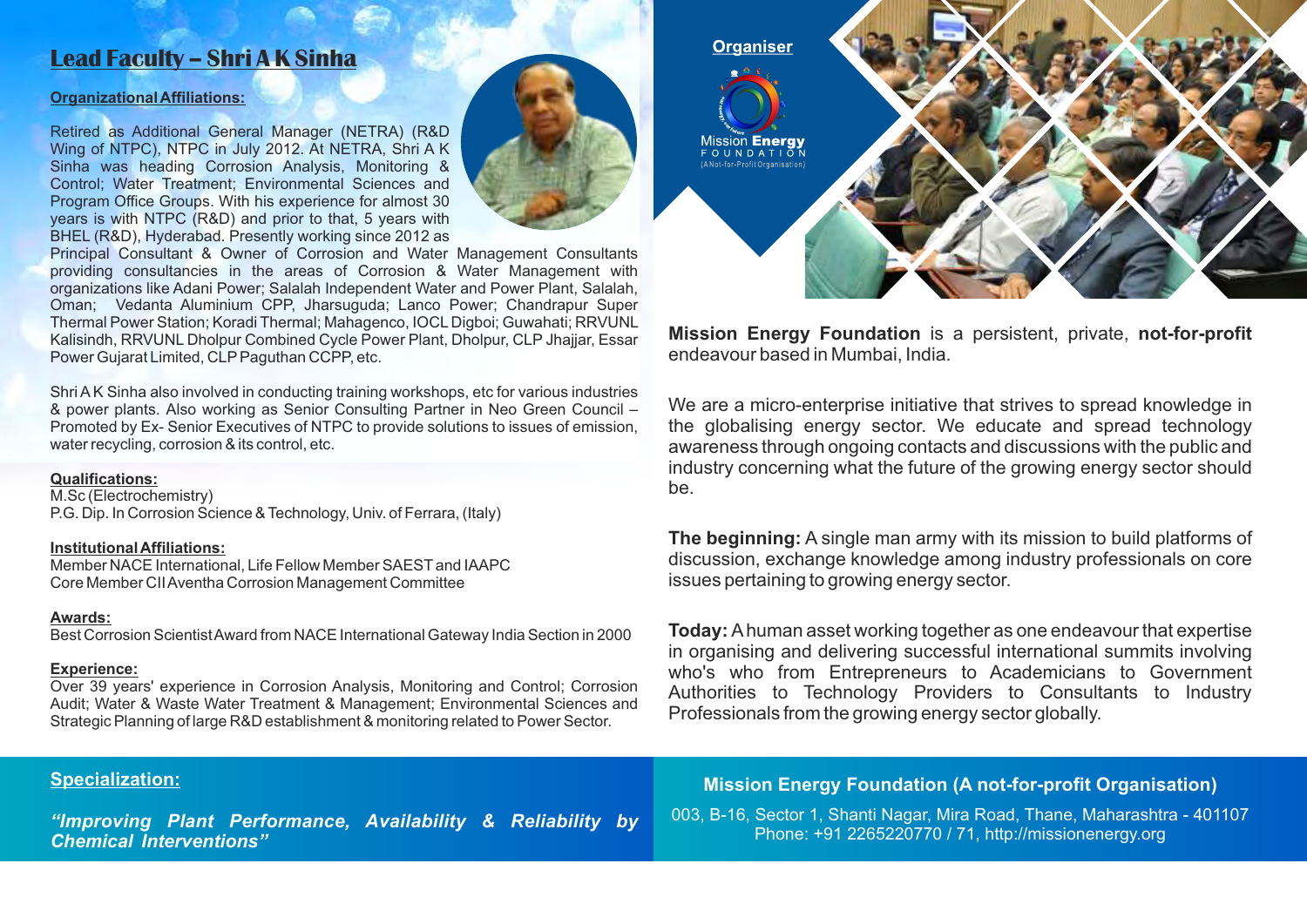## Lead Faculty – Shri A K Sinha

**Organizational Affiliations:**

Retired as Additional General Manager (NETRA) (R&D Wing of NTPC), NTPC in July 2012. At NETRA, Shri A K Sinha was heading Corrosion Analysis, Monitoring & Control; Water Treatment; Environmental Sciences and Program Office Groups. With his experience for almost 30 years is with NTPC (R&D) and prior to that, 5 years with BHEL (R&D), Hyderabad. Presently working since 2012 as Principal Consultant & Owner of Corrosion and Water Management Consultants providing consultancies in the areas of Corrosion & Water Management with organizations like Adani Power; Salalah Independent Water and Power Plant, Salalah, Oman; Vedanta Aluminium CPP, Jharsuguda; Lanco Power; Chandrapur Super Thermal Power Station; Koradi Thermal; Mahagenco, IOCL Digboi; Guwahati; RRVUNL Kalisindh, RRVUNL Dholpur Combined Cycle Power Plant, Dholpur, CLP Jhajjar, Essar Power Gujarat Limited, CLP Paguthan CCPP, etc.

Shri A K Sinha also involved in conducting training workshops, etc for various industries & power plants. Also working as Senior Consulting Partner in Neo Green Council – Promoted by Ex- Senior Executives of NTPC to provide solutions to issues of emission, water recycling, corrosion & its control, etc.

**Qualifications:**

M.Sc (Electrochemistry)
P.G. Dip. In Corrosion Science & Technology, Univ. of Ferrara, (Italy)

**Institutional Affiliations:**

Member NACE International, Life Fellow Member SAEST and IAAPC
Core Member CII Aventha Corrosion Management Committee

**Awards:**

Best Corrosion Scientist Award from NACE International Gateway India Section in 2000

**Experience:**

Over 39 years' experience in Corrosion Analysis, Monitoring and Control; Corrosion Audit; Water & Waste Water Treatment & Management; Environmental Sciences and Strategic Planning of large R&D establishment & monitoring related to Power Sector.

**Specialization:**

***"Improving Plant Performance, Availability & Reliability by Chemical Interventions"***

**Organiser**

Mission Energy FOUNDATION (A Not-for-Profit Organisation)

**Mission Energy Foundation** is a persistent, private, **not-for-profit** endeavour based in Mumbai, India.

We are a micro-enterprise initiative that strives to spread knowledge in the globalising energy sector. We educate and spread technology awareness through ongoing contacts and discussions with the public and industry concerning what the future of the growing energy sector should be.

**The beginning:** A single man army with its mission to build platforms of discussion, exchange knowledge among industry professionals on core issues pertaining to growing energy sector.

**Today:** A human asset working together as one endeavour that expertise in organising and delivering successful international summits involving who's who from Entrepreneurs to Academicians to Government Authorities to Technology Providers to Consultants to Industry Professionals from the growing energy sector globally.

**Mission Energy Foundation (A not-for-profit Organisation)**

003, B-16, Sector 1, Shanti Nagar, Mira Road, Thane, Maharashtra - 401107
Phone: +91 2265220770 / 71, http://missionenergy.org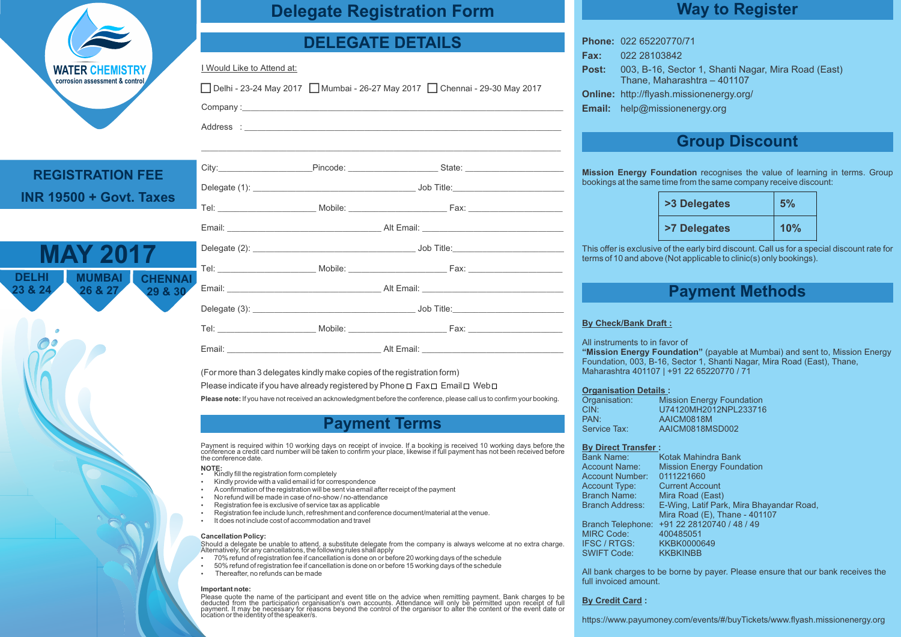WATER CHEMISTRY
corrosion assessment & control

## REGISTRATION FEE

**INR 19500 + Govt. Taxes**

# MAY 2017

**DELHI** 23 & 24

**MUMBAI** 26 & 27

**CHENNAI** 29 & 30

# Delegate Registration Form

## DELEGATE DETAILS

I Would Like to Attend at:

☐ Delhi - 23-24 May 2017 ☐ Mumbai - 26-27 May 2017 ☐ Chennai - 29-30 May 2017

Company :______________________________________________

Address :______________________________________________

________________________________________________________

City:__________________ Pincode: __________________ State: __________________

Delegate (1): ______________________________ Job Title:______________________

Tel: __________________ Mobile: __________________ Fax: __________________

Email: ______________________________ Alt Email: ______________________________

Delegate (2): ______________________________ Job Title:______________________

Tel: __________________ Mobile: __________________ Fax: __________________

Email: ______________________________ Alt Email: ______________________________

Delegate (3): ______________________________ Job Title:______________________

Tel: __________________ Mobile: __________________ Fax: __________________

Email: ______________________________ Alt Email: ______________________________

(For more than 3 delegates kindly make copies of the registration form)

Please indicate if you have already registered by Phone ☐ Fax ☐ Email ☐ Web ☐

**Please note:** If you have not received an acknowledgment before the conference, please call us to confirm your booking.

## Payment Terms

Payment is required within 10 working days on receipt of invoice. If a booking is received 10 working days before the conference a credit card number will be taken to confirm your place, likewise if full payment has not been received before the conference date.

**NOTE:**

- Kindly fill the registration form completely
- Kindly provide with a valid email id for correspondence
- A confirmation of the registration will be sent via email after receipt of the payment
- No refund will be made in case of no-show / no-attendance
- Registration fee is exclusive of service tax as applicable
- Registration fee include lunch, refreshment and conference document/material at the venue.
- It does not include cost of accommodation and travel

**Cancellation Policy:**

Should a delegate be unable to attend, a substitute delegate from the company is always welcome at no extra charge. Alternatively, for any cancellations, the following rules shall apply

- 70% refund of registration fee if cancellation is done on or before 20 working days of the schedule
- 50% refund of registration fee if cancellation is done on or before 15 working days of the schedule
- Thereafter, no refunds can be made

**Important note:**

Please quote the name of the participant and event title on the advice when remitting payment. Bank charges to be deducted from the participation organisation's own accounts. Attendance will only be permitted upon receipt of full payment. It may be necessary for reasons beyond the control of the organisor to alter the content or the event date or location or the identity of the speaker/s.

# Way to Register

**Phone:** 022 65220770/71

**Fax:** 022 28103842

**Post:** 003, B-16, Sector 1, Shanti Nagar, Mira Road (East) Thane, Maharashtra – 401107

**Online:** http://flyash.missionenergy.org/

**Email:** help@missionenergy.org

## Group Discount

**Mission Energy Foundation** recognises the value of learning in terms. Group bookings at the same time from the same company receive discount:

| | |
|---|---|
| **>3 Delegates** | **5%** |
| **>7 Delegates** | **10%** |

This offer is exclusive of the early bird discount. Call us for a special discount rate for terms of 10 and above (Not applicable to clinic(s) only bookings).

## Payment Methods

**By Check/Bank Draft :**

All instruments to in favor of **"Mission Energy Foundation"** (payable at Mumbai) and sent to, Mission Energy Foundation, 003, B-16, Sector 1, Shanti Nagar, Mira Road (East), Thane, Maharashtra 401107 | +91 22 65220770 / 71

**Organisation Details :**

Organisation: Mission Energy Foundation
CIN: U74120MH2012NPL233716
PAN: AAICM0818M
Service Tax: AAICM0818MSD002

**By Direct Transfer :**

Bank Name: Kotak Mahindra Bank
Account Name: Mission Energy Foundation
Account Number: 0111221660
Account Type: Current Account
Branch Name: Mira Road (East)
Branch Address: E-Wing, Latif Park, Mira Bhayandar Road, Mira Road (E), Thane - 401107
Branch Telephone: +91 22 28120740 / 48 / 49
MIRC Code: 400485051
IFSC / RTGS: KKBK0000649
SWIFT Code: KKBKINBB

All bank charges to be borne by payer. Please ensure that our bank receives the full invoiced amount.

**By Credit Card :**

https://www.payumoney.com/events/#/buyTickets/www.flyash.missionenergy.org